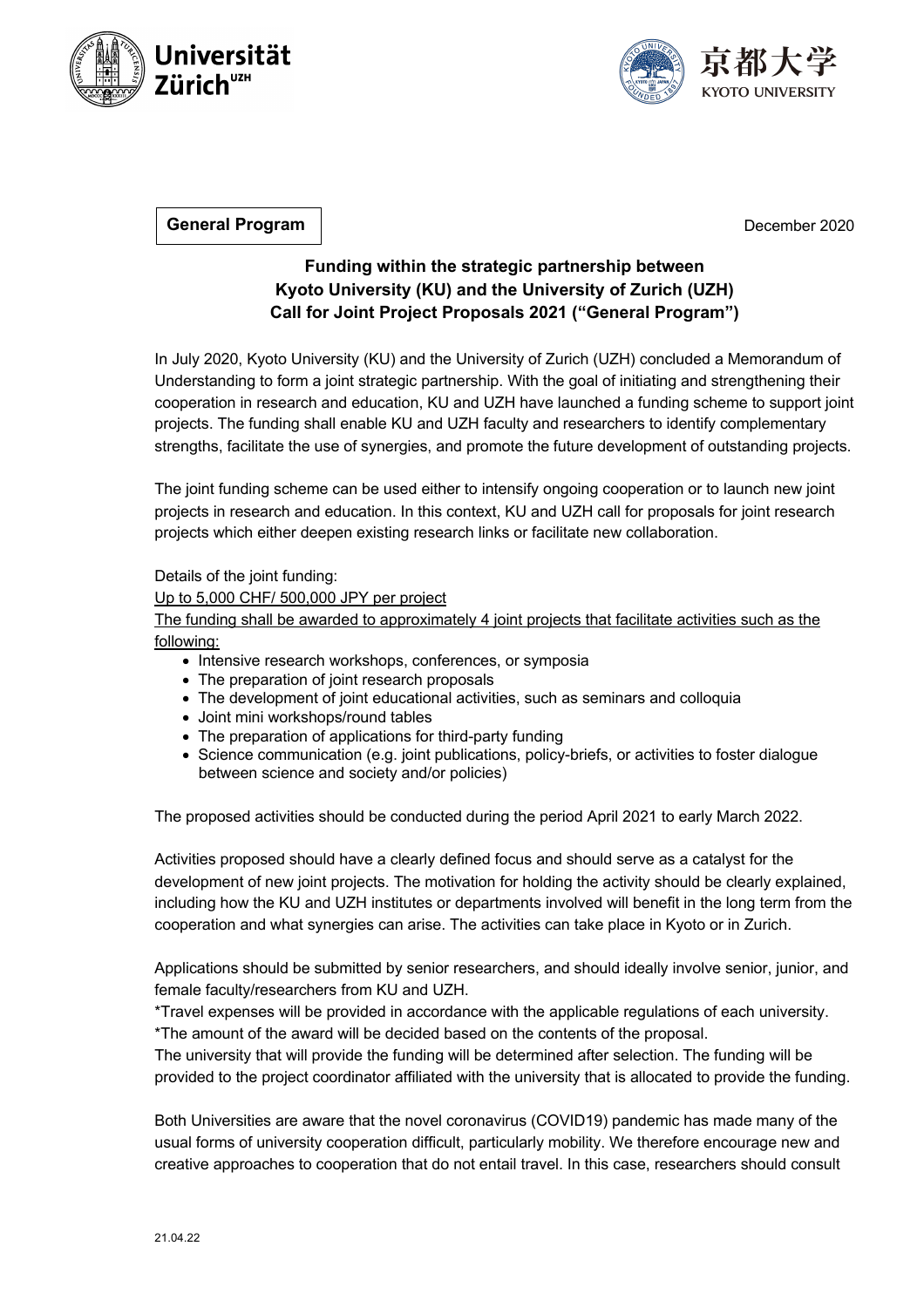**General Program**

December 2020

## Funding within the strategic partnership between Kyoto University (KU) and the University of Zurich (UZH) Call for Joint Project Proposals 2021 ("General Program")

In July 2020, Kyoto University (KU) and the University of Zurich (UZH) concluded a Memorandum of Understanding to form a joint strategic partnership. With the goal of initiating and strengthening their cooperation in research and education, KU and UZH have launched a funding scheme to support joint projects. The funding shall enable KU and UZH faculty and researchers to identify complementary strengths, facilitate the use of synergies, and promote the future development of outstanding projects.

The joint funding scheme can be used either to intensify ongoing cooperation or to launch new joint projects in research and education. In this context, KU and UZH call for proposals for joint research projects which either deepen existing research links or facilitate new collaboration.

Details of the joint funding:

Up to 5,000 CHF/ 500,000 JPY per project

The funding shall be awarded to approximately 4 joint projects that facilitate activities such as the following:

- Intensive research workshops, conferences, or symposia
- The preparation of joint research proposals
- The development of joint educational activities, such as seminars and colloquia
- Joint mini workshops/round tables
- The preparation of applications for third-party funding
- Science communication (e.g. joint publications, policy-briefs, or activities to foster dialogue between science and society and/or policies)

The proposed activities should be conducted during the period April 2021 to early March 2022.

Activities proposed should have a clearly defined focus and should serve as a catalyst for the development of new joint projects. The motivation for holding the activity should be clearly explained, including how the KU and UZH institutes or departments involved will benefit in the long term from the cooperation and what synergies can arise. The activities can take place in Kyoto or in Zurich.

Applications should be submitted by senior researchers, and should ideally involve senior, junior, and female faculty/researchers from KU and UZH.

*Travel expenses will be provided in accordance with the applicable regulations of each university.

*The amount of the award will be decided based on the contents of the proposal.

The university that will provide the funding will be determined after selection. The funding will be provided to the project coordinator affiliated with the university that is allocated to provide the funding.

Both Universities are aware that the novel coronavirus (COVID19) pandemic has made many of the usual forms of university cooperation difficult, particularly mobility. We therefore encourage new and creative approaches to cooperation that do not entail travel. In this case, researchers should consult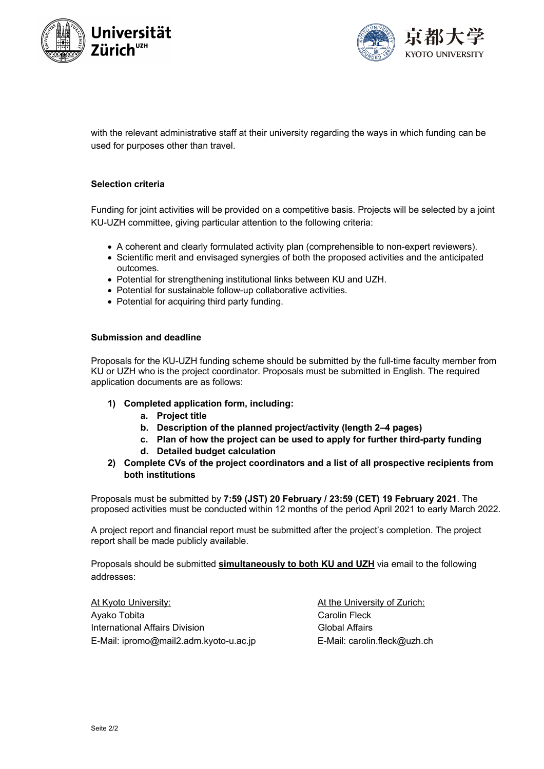with the relevant administrative staff at their university regarding the ways in which funding can be used for purposes other than travel.

**Selection criteria**

Funding for joint activities will be provided on a competitive basis. Projects will be selected by a joint KU-UZH committee, giving particular attention to the following criteria:

- A coherent and clearly formulated activity plan (comprehensible to non-expert reviewers).
- Scientific merit and envisaged synergies of both the proposed activities and the anticipated outcomes.
- Potential for strengthening institutional links between KU and UZH.
- Potential for sustainable follow-up collaborative activities.
- Potential for acquiring third party funding.

**Submission and deadline**

Proposals for the KU-UZH funding scheme should be submitted by the full-time faculty member from KU or UZH who is the project coordinator. Proposals must be submitted in English. The required application documents are as follows:

1) **Completed application form, including:**
   a. **Project title**
   b. **Description of the planned project/activity (length 2–4 pages)**
   c. **Plan of how the project can be used to apply for further third-party funding**
   d. **Detailed budget calculation**
2) **Complete CVs of the project coordinators and a list of all prospective recipients from both institutions**

Proposals must be submitted by **7:59 (JST) 20 February / 23:59 (CET) 19 February 2021**. The proposed activities must be conducted within 12 months of the period April 2021 to early March 2022.

A project report and financial report must be submitted after the project's completion. The project report shall be made publicly available.

Proposals should be submitted **simultaneously to both KU and UZH** via email to the following addresses:

At Kyoto University:
Ayako Tobita
International Affairs Division
E-Mail: ipromo@mail2.adm.kyoto-u.ac.jp

At the University of Zurich:
Carolin Fleck
Global Affairs
E-Mail: carolin.fleck@uzh.ch